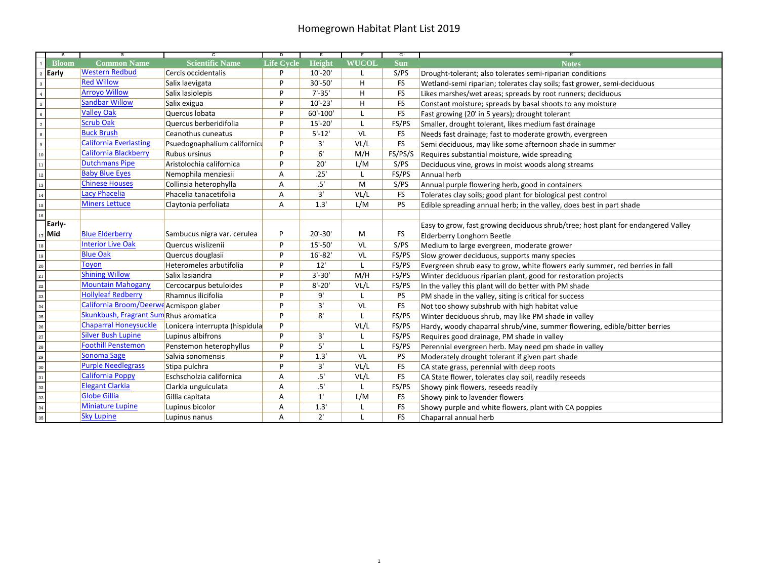# Homegrown Habitat Plant List 2019

| Bloom | Common Name | Scientific Name | Life Cycle | Height | WUCOL | Sun | Notes |
|---|---|---|---|---|---|---|---|
| Early | Western Redbud | Cercis occidentalis | P | 10'-20' | L | S/PS | Drought-tolerant; also tolerates semi-riparian conditions |
| | Red Willow | Salix laevigata | P | 30'-50' | H | FS | Wetland-semi riparian; tolerates clay soils; fast grower, semi-deciduous |
| | Arroyo Willow | Salix lasiolepis | P | 7'-35' | H | FS | Likes marshes/wet areas; spreads by root runners; deciduous |
| | Sandbar Willow | Salix exigua | P | 10'-23' | H | FS | Constant moisture; spreads by basal shoots to any moisture |
| | Valley Oak | Quercus lobata | P | 60'-100' | L | FS | Fast growing (20' in 5 years); drought tolerant |
| | Scrub Oak | Quercus berberidifolia | P | 15'-20' | L | FS/PS | Smaller, drought tolerant, likes medium fast drainage |
| | Buck Brush | Ceanothus cuneatus | P | 5'-12' | VL | FS | Needs fast drainage; fast to moderate growth, evergreen |
| | California Everlasting | Psuedognaphalium californicu | P | 3' | VL/L | FS | Semi deciduous, may like some afternoon shade in summer |
| | California Blackberry | Rubus ursinus | P | 6' | M/H | FS/PS/S | Requires substantial moisture, wide spreading |
| | Dutchmans Pipe | Aristolochia californica | P | 20' | L/M | S/PS | Deciduous vine, grows in moist woods along streams |
| | Baby Blue Eyes | Nemophila menziesii | A | .25' | L | FS/PS | Annual herb |
| | Chinese Houses | Collinsia heterophylla | A | .5' | M | S/PS | Annual purple flowering herb, good in containers |
| | Lacy Phacelia | Phacelia tanacetifolia | A | 3' | VL/L | FS | Tolerates clay soils; good plant for biological pest control |
| | Miners Lettuce | Claytonia perfoliata | A | 1.3' | L/M | PS | Edible spreading annual herb; in the valley, does best in part shade |
| | | | | | | | |
| Early-Mid | Blue Elderberry | Sambucus nigra var. cerulea | P | 20'-30' | M | FS | Easy to grow, fast growing deciduous shrub/tree; host plant for endangered Valley Elderberry Longhorn Beetle |
| | Interior Live Oak | Quercus wislizenii | P | 15'-50' | VL | S/PS | Medium to large evergreen, moderate grower |
| | Blue Oak | Quercus douglasii | P | 16'-82' | VL | FS/PS | Slow grower deciduous, supports many species |
| | Toyon | Heteromeles arbutifolia | P | 12' | L | FS/PS | Evergreen shrub easy to grow, white flowers early summer, red berries in fall |
| | Shining Willow | Salix lasiandra | P | 3'-30' | M/H | FS/PS | Winter deciduous riparian plant, good for restoration projects |
| | Mountain Mahogany | Cercocarpus betuloides | P | 8'-20' | VL/L | FS/PS | In the valley this plant will do better with PM shade |
| | Hollyleaf Redberry | Rhamnus ilicifolia | P | 9' | L | PS | PM shade in the valley, siting is critical for success |
| | California Broom/Deerwe | Acmispon glaber | P | 3' | VL | FS | Not too showy subshrub with high habitat value |
| | Skunkbush, Fragrant Sum | Rhus aromatica | P | 8' | L | FS/PS | Winter deciduous shrub, may like PM shade in valley |
| | Chaparral Honeysuckle | Lonicera interrupta (hispidula | P | | VL/L | FS/PS | Hardy, woody chaparral shrub/vine, summer flowering, edible/bitter berries |
| | Silver Bush Lupine | Lupinus albifrons | P | 3' | L | FS/PS | Requires good drainage, PM shade in valley |
| | Foothill Penstemon | Penstemon heterophyllus | P | 5' | L | FS/PS | Perennial evergreen herb. May need pm shade in valley |
| | Sonoma Sage | Salvia sonomensis | P | 1.3' | VL | PS | Moderately drought tolerant if given part shade |
| | Purple Needlegrass | Stipa pulchra | P | 3' | VL/L | FS | CA state grass, perennial with deep roots |
| | California Poppy | Eschscholzia californica | A | .5' | VL/L | FS | CA State flower, tolerates clay soil, readily reseeds |
| | Elegant Clarkia | Clarkia unguiculata | A | .5' | L | FS/PS | Showy pink flowers, reseeds readily |
| | Globe Gillia | Gillia capitata | A | 1' | L/M | FS | Showy pink to lavender flowers |
| | Miniature Lupine | Lupinus bicolor | A | 1.3' | L | FS | Showy purple and white flowers, plant with CA poppies |
| | Sky Lupine | Lupinus nanus | A | 2' | L | FS | Chaparral annual herb |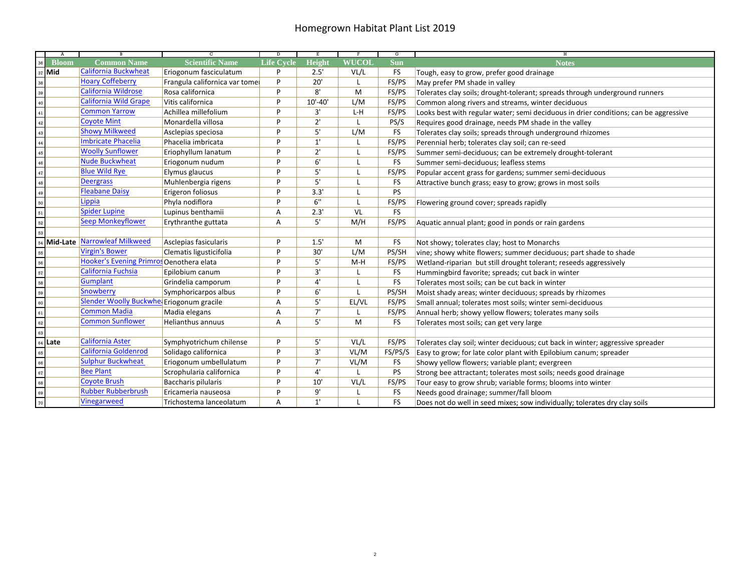# Homegrown Habitat Plant List 2019

| Bloom | Common Name | Scientific Name | Life Cycle | Height | WUCOL | Sun | Notes |
|---|---|---|---|---|---|---|---|
| Mid | California Buckwheat | Eriogonum fasciculatum | P | 2.5' | VL/L | FS | Tough, easy to grow, prefer good drainage |
| | Hoary Coffeberry | Frangula californica var tome | P | 20' | L | FS/PS | May prefer PM shade in valley |
| | California Wildrose | Rosa californica | P | 8' | M | FS/PS | Tolerates clay soils; drought-tolerant; spreads through underground runners |
| | California Wild Grape | Vitis californica | P | 10'-40' | L/M | FS/PS | Common along rivers and streams, winter deciduous |
| | Common Yarrow | Achillea millefolium | P | 3' | L-H | FS/PS | Looks best with regular water; semi deciduous in drier conditions; can be aggressive |
| | Coyote Mint | Monardella villosa | P | 2' | L | PS/S | Requires good drainage, needs PM shade in the valley |
| | Showy Milkweed | Asclepias speciosa | P | 5' | L/M | FS | Tolerates clay soils; spreads through underground rhizomes |
| | Imbricate Phacelia | Phacelia imbricata | P | 1' | L | FS/PS | Perennial herb; tolerates clay soil; can re-seed |
| | Woolly Sunflower | Eriophyllum lanatum | P | 2' | L | FS/PS | Summer semi-deciduous; can be extremely drought-tolerant |
| | Nude Buckwheat | Eriogonum nudum | P | 6' | L | FS | Summer semi-deciduous; leafless stems |
| | Blue Wild Rye | Elymus glaucus | P | 5' | L | FS/PS | Popular accent grass for gardens; summer semi-deciduous |
| | Deergrass | Muhlenbergia rigens | P | 5' | L | FS | Attractive bunch grass; easy to grow; grows in most soils |
| | Fleabane Daisy | Erigeron foliosus | P | 3.3' | L | PS | |
| | Lippia | Phyla nodiflora | P | 6" | L | FS/PS | Flowering ground cover; spreads rapidly |
| | Spider Lupine | Lupinus benthamii | A | 2.3' | VL | FS | |
| | Seep Monkeyflower | Erythranthe guttata | A | 5' | M/H | FS/PS | Aquatic annual plant; good in ponds or rain gardens |
| | | | | | | | |
| Mid-Late | Narrowleaf Milkweed | Asclepias fasicularis | P | 1.5' | M | FS | Not showy; tolerates clay; host to Monarchs |
| | Virgin's Bower | Clematis ligusticifolia | P | 30' | L/M | PS/SH | vine; showy white flowers; summer deciduous; part shade to shade |
| | Hooker's Evening Primros | Oenothera elata | P | 5' | M-H | FS/PS | Wetland-riparian but still drought tolerant; reseeds aggressively |
| | California Fuchsia | Epilobium canum | P | 3' | L | FS | Hummingbird favorite; spreads; cut back in winter |
| | Gumplant | Grindelia camporum | P | 4' | L | FS | Tolerates most soils; can be cut back in winter |
| | Snowberry | Symphoricarpos albus | P | 6' | L | PS/SH | Moist shady areas; winter deciduous; spreads by rhizomes |
| | Slender Woolly Buckwhe | Eriogonum gracile | A | 5' | EL/VL | FS/PS | Small annual; tolerates most soils; winter semi-deciduous |
| | Common Madia | Madia elegans | A | 7' | L | FS/PS | Annual herb; showy yellow flowers; tolerates many soils |
| | Common Sunflower | Helianthus annuus | A | 5' | M | FS | Tolerates most soils; can get very large |
| | | | | | | | |
| Late | California Aster | Symphyotrichum chilense | P | 5' | VL/L | FS/PS | Tolerates clay soil; winter deciduous; cut back in winter; aggressive spreader |
| | California Goldenrod | Solidago californica | P | 3' | VL/M | FS/PS/S | Easy to grow; for late color plant with Epilobium canum; spreader |
| | Sulphur Buckwheat | Eriogonum umbellulatum | P | 7' | VL/M | FS | Showy yellow flowers; variable plant; evergreen |
| | Bee Plant | Scrophularia californica | P | 4' | L | PS | Strong bee attractant; tolerates most soils; needs good drainage |
| | Coyote Brush | Baccharis pilularis | P | 10' | VL/L | FS/PS | Tour easy to grow shrub; variable forms; blooms into winter |
| | Rubber Rubberbrush | Ericameria nauseosa | P | 9' | L | FS | Needs good drainage; summer/fall bloom |
| | Vinegarweed | Trichostema lanceolatum | A | 1' | L | FS | Does not do well in seed mixes; sow individually; tolerates dry clay soils |